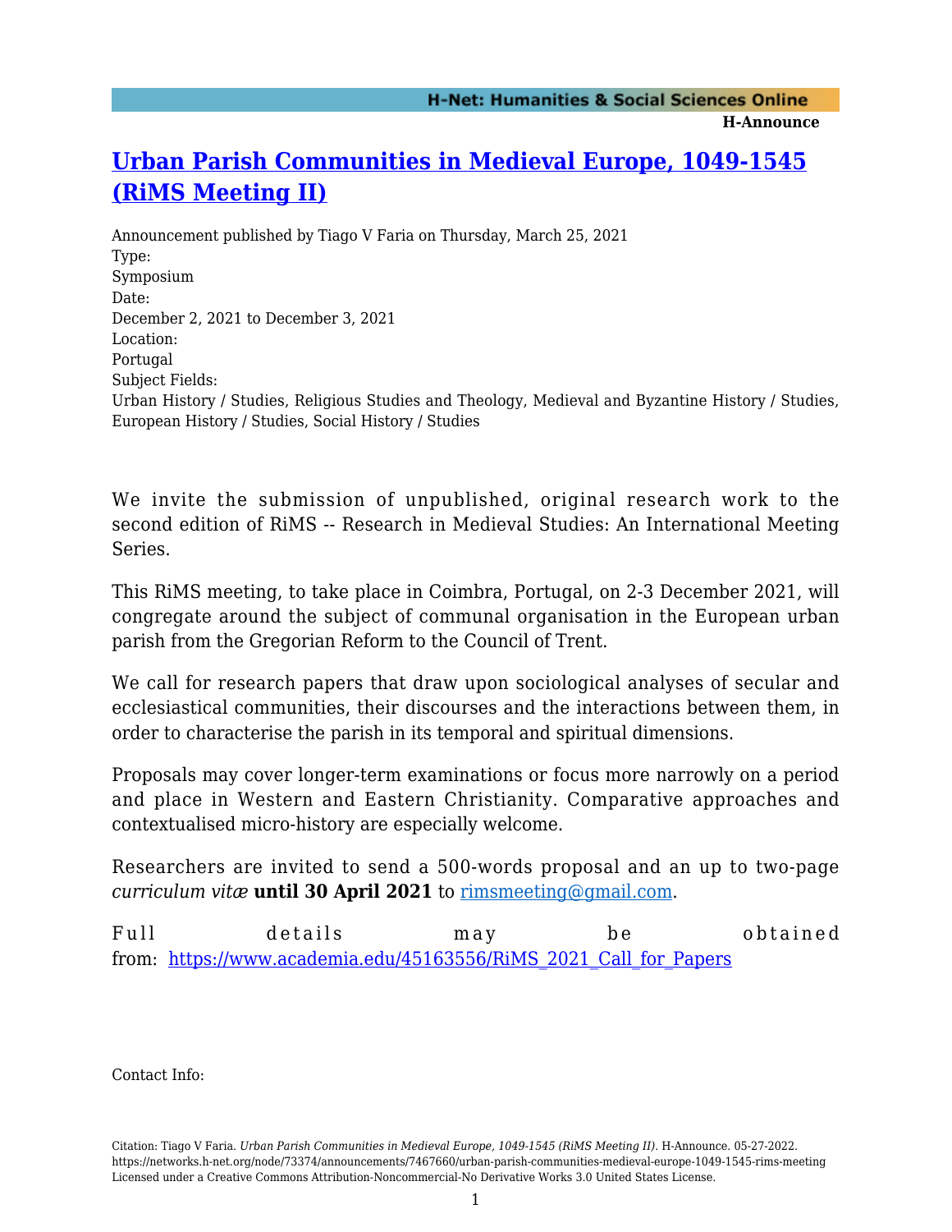# [Urban Parish Communities in Medieval Europe, 1049-1545 (RiMS Meeting II)](https://networks.h-net.org/node/73374/announcements/7467660/urban-parish-communities-medieval-europe-1049-1545-rims-meeting)

Announcement published by Tiago V Faria on Thursday, March 25, 2021

Type:
Symposium

Date:
December 2, 2021 to December 3, 2021

Location:
Portugal

Subject Fields:
Urban History / Studies, Religious Studies and Theology, Medieval and Byzantine History / Studies, European History / Studies, Social History / Studies

We invite the submission of unpublished, original research work to the second edition of RiMS -- Research in Medieval Studies: An International Meeting Series.

This RiMS meeting, to take place in Coimbra, Portugal, on 2-3 December 2021, will congregate around the subject of communal organisation in the European urban parish from the Gregorian Reform to the Council of Trent.

We call for research papers that draw upon sociological analyses of secular and ecclesiastical communities, their discourses and the interactions between them, in order to characterise the parish in its temporal and spiritual dimensions.

Proposals may cover longer-term examinations or focus more narrowly on a period and place in Western and Eastern Christianity. Comparative approaches and contextualised micro-history are especially welcome.

Researchers are invited to send a 500-words proposal and an up to two-page *curriculum vitæ* **until 30 April 2021** to [rimsmeeting@gmail.com](mailto:rimsmeeting@gmail.com).

Full details may be obtained from: [https://www.academia.edu/45163556/RiMS_2021_Call_for_Papers](https://www.academia.edu/45163556/RiMS_2021_Call_for_Papers)

Contact Info:

Citation: Tiago V Faria. *Urban Parish Communities in Medieval Europe, 1049-1545 (RiMS Meeting II)*. H-Announce. 05-27-2022.
https://networks.h-net.org/node/73374/announcements/7467660/urban-parish-communities-medieval-europe-1049-1545-rims-meeting
Licensed under a Creative Commons Attribution-Noncommercial-No Derivative Works 3.0 United States License.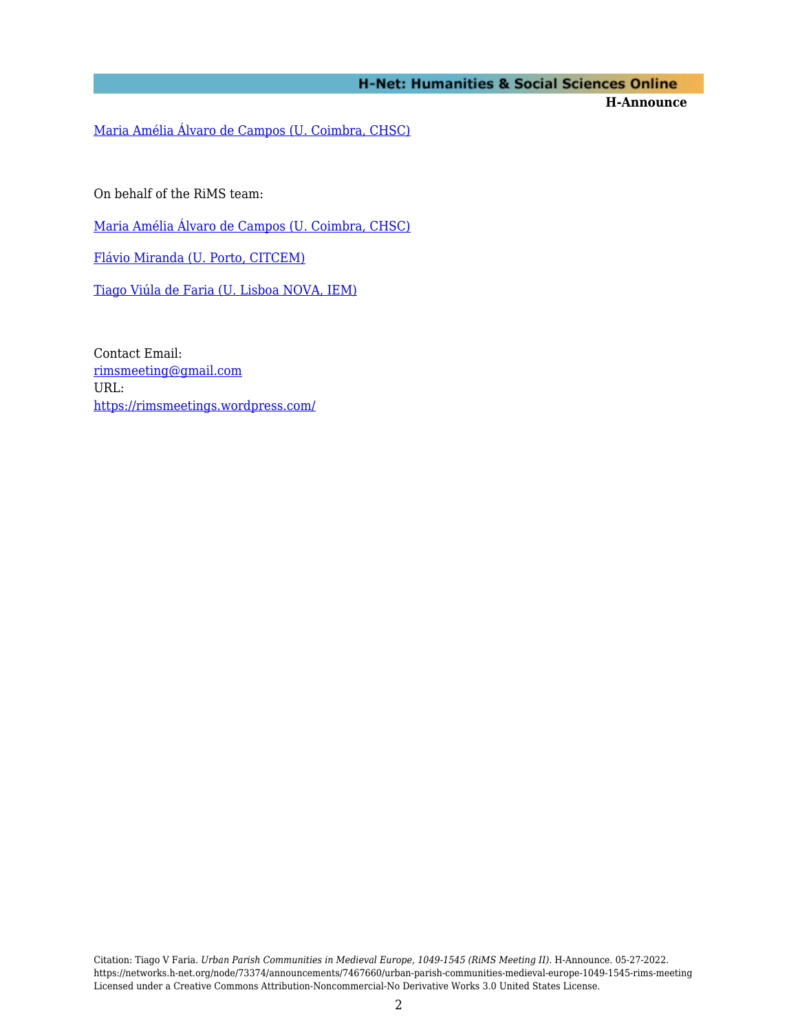Maria Amélia Álvaro de Campos (U. Coimbra, CHSC)

On behalf of the RiMS team:

Maria Amélia Álvaro de Campos (U. Coimbra, CHSC)

Flávio Miranda (U. Porto, CITCEM)

Tiago Viúla de Faria (U. Lisboa NOVA, IEM)

Contact Email:
rimsmeeting@gmail.com
URL:
https://rimsmeetings.wordpress.com/